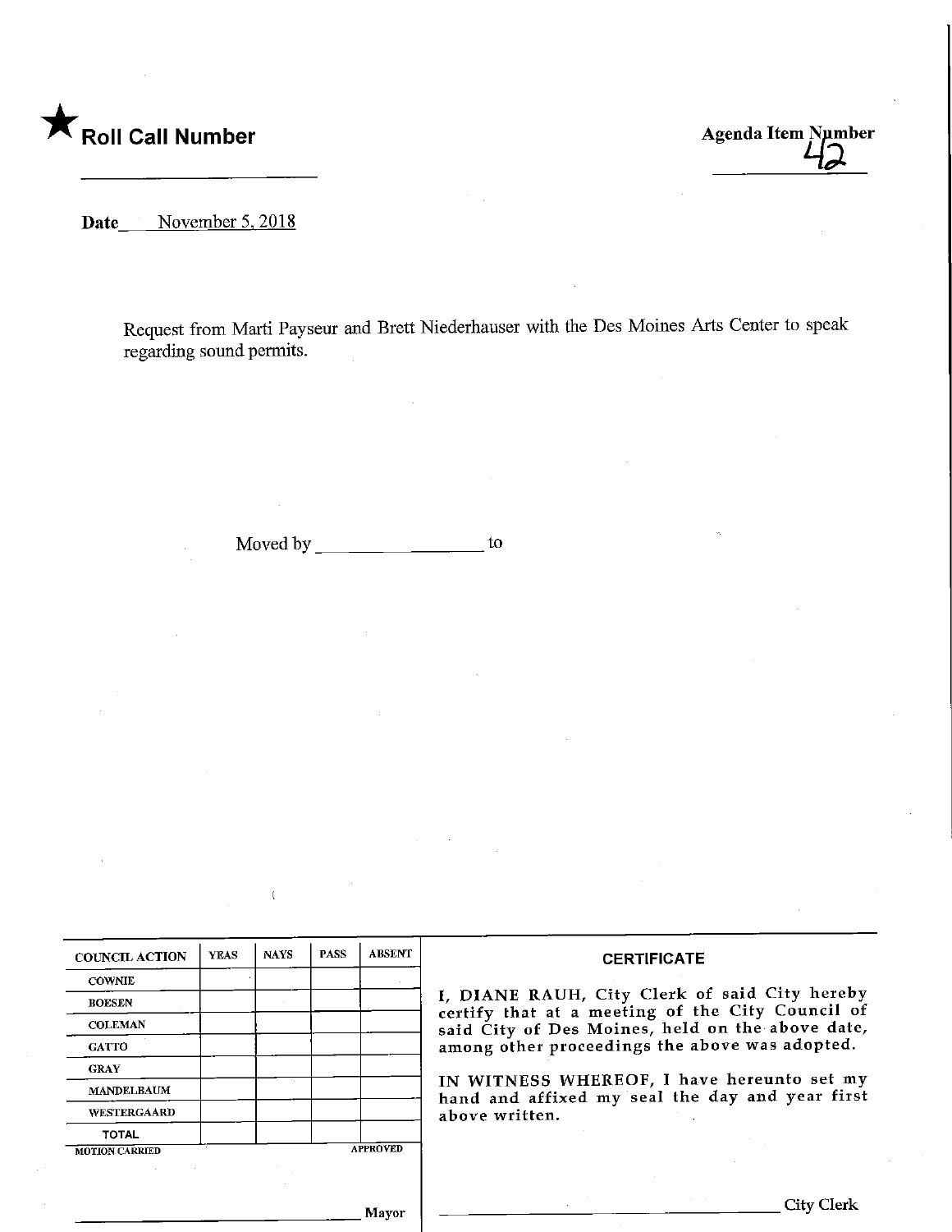★ **Roll Call Number**

**Agenda Item Number**
42

**Date** November 5, 2018

Request from Marti Payseur and Brett Niederhauser with the Des Moines Arts Center to speak regarding sound permits.

Moved by ________________ to

| COUNCIL ACTION | YEAS | NAYS | PASS | ABSENT |
|---|---|---|---|---|
| COWNIE | | | | |
| BOESEN | | | | |
| COLEMAN | | | | |
| GATTO | | | | |
| GRAY | | | | |
| MANDELBAUM | | | | |
| WESTERGAARD | | | | |
| TOTAL | | | | |
| MOTION CARRIED | | | | APPROVED |

________________________ Mayor

**CERTIFICATE**

I, DIANE RAUH, City Clerk of said City hereby certify that at a meeting of the City Council of said City of Des Moines, held on the above date, among other proceedings the above was adopted.

IN WITNESS WHEREOF, I have hereunto set my hand and affixed my seal the day and year first above written.

________________________ City Clerk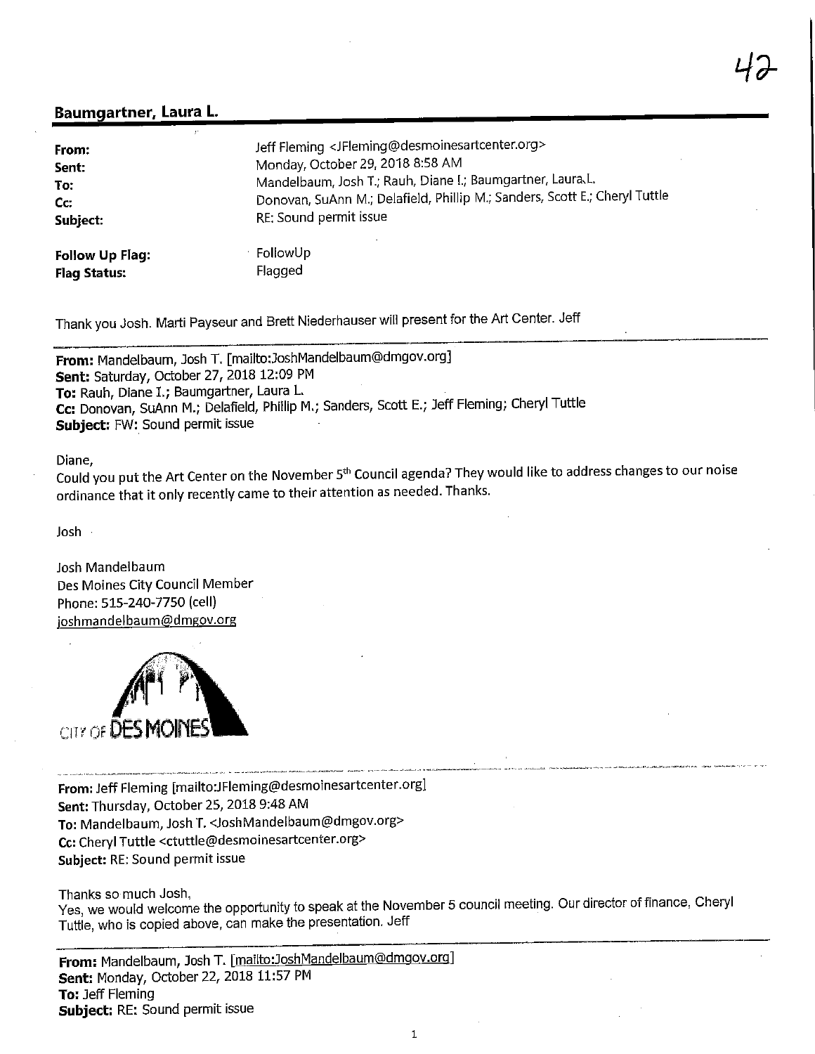## Baumgartner, Laura L.

| | |
|---|---|
| **From:** | Jeff Fleming <JFleming@desmoinesartcenter.org> |
| **Sent:** | Monday, October 29, 2018 8:58 AM |
| **To:** | Mandelbaum, Josh T.; Rauh, Diane I.; Baumgartner, Laura L. |
| **Cc:** | Donovan, SuAnn M.; Delafield, Phillip M.; Sanders, Scott E.; Cheryl Tuttle |
| **Subject:** | RE: Sound permit issue |
| **Follow Up Flag:** | FollowUp |
| **Flag Status:** | Flagged |

Thank you Josh. Marti Payseur and Brett Niederhauser will present for the Art Center. Jeff

---

**From:** Mandelbaum, Josh T. [mailto:JoshMandelbaum@dmgov.org]
**Sent:** Saturday, October 27, 2018 12:09 PM
**To:** Rauh, Diane I.; Baumgartner, Laura L.
**Cc:** Donovan, SuAnn M.; Delafield, Phillip M.; Sanders, Scott E.; Jeff Fleming; Cheryl Tuttle
**Subject:** FW: Sound permit issue

Diane,
Could you put the Art Center on the November 5th Council agenda? They would like to address changes to our noise ordinance that it only recently came to their attention as needed. Thanks.

Josh

Josh Mandelbaum
Des Moines City Council Member
Phone: 515-240-7750 (cell)
joshmandelbaum@dmgov.org

CITY OF DES MOINES

---

**From:** Jeff Fleming [mailto:JFleming@desmoinesartcenter.org]
**Sent:** Thursday, October 25, 2018 9:48 AM
**To:** Mandelbaum, Josh T. <JoshMandelbaum@dmgov.org>
**Cc:** Cheryl Tuttle <ctuttle@desmoinesartcenter.org>
**Subject:** RE: Sound permit issue

Thanks so much Josh,
Yes, we would welcome the opportunity to speak at the November 5 council meeting. Our director of finance, Cheryl Tuttle, who is copied above, can make the presentation. Jeff

---

**From:** Mandelbaum, Josh T. [mailto:JoshMandelbaum@dmgov.org]
**Sent:** Monday, October 22, 2018 11:57 PM
**To:** Jeff Fleming
**Subject:** RE: Sound permit issue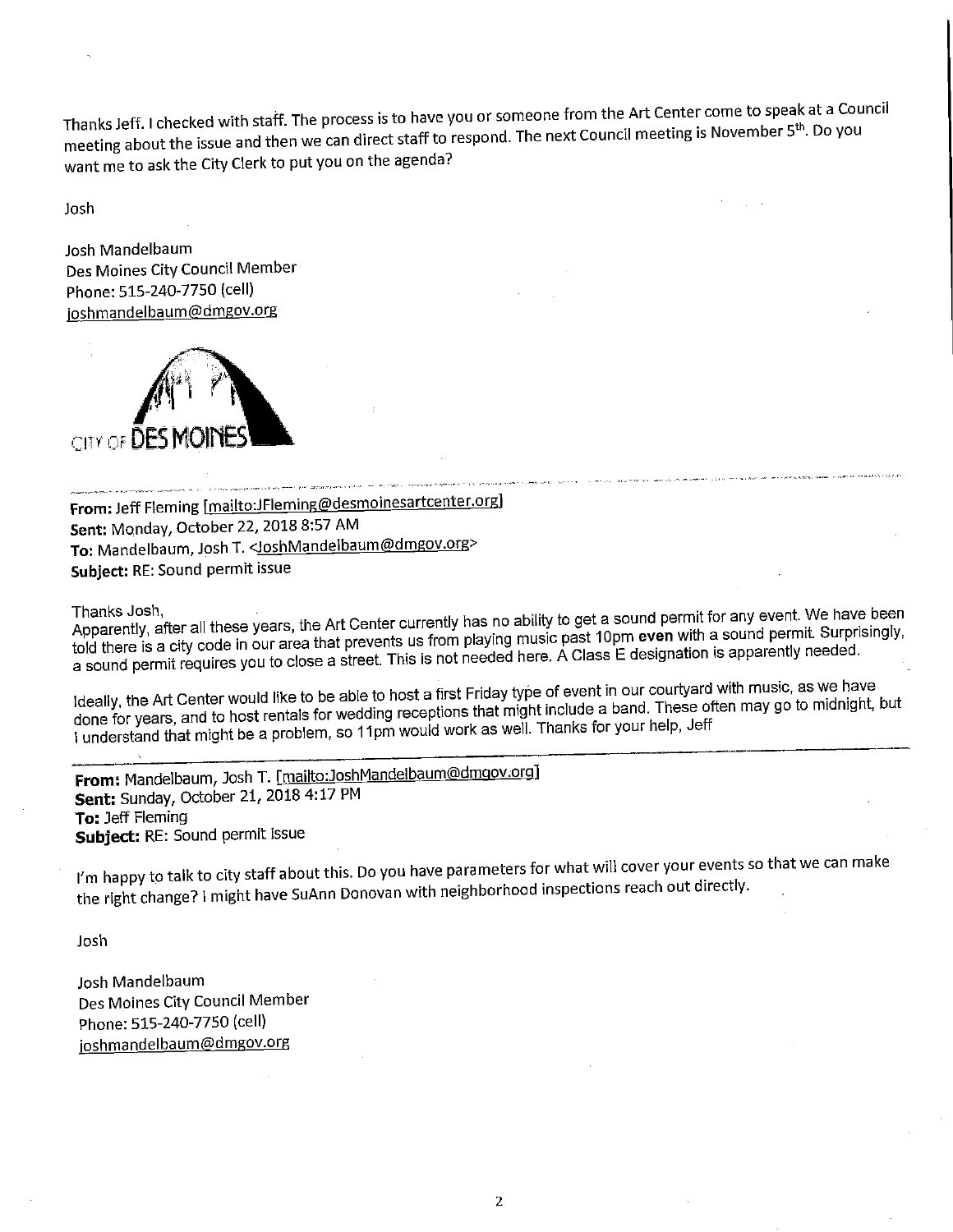Thanks Jeff. I checked with staff. The process is to have you or someone from the Art Center come to speak at a Council meeting about the issue and then we can direct staff to respond. The next Council meeting is November 5th. Do you want me to ask the City Clerk to put you on the agenda?

Josh

Josh Mandelbaum
Des Moines City Council Member
Phone: 515-240-7750 (cell)
joshmandelbaum@dmgov.org

CITY OF DES MOINES

---

**From:** Jeff Fleming [mailto:JFleming@desmoinesartcenter.org]
**Sent:** Monday, October 22, 2018 8:57 AM
**To:** Mandelbaum, Josh T. <JoshMandelbaum@dmgov.org>
**Subject:** RE: Sound permit issue

Thanks Josh,
Apparently, after all these years, the Art Center currently has no ability to get a sound permit for any event. We have been told there is a city code in our area that prevents us from playing music past 10pm **even** with a sound permit. Surprisingly, a sound permit requires you to close a street. This is not needed here. A Class E designation is apparently needed.

Ideally, the Art Center would like to be able to host a first Friday type of event in our courtyard with music, as we have done for years, and to host rentals for wedding receptions that might include a band. These often may go to midnight, but I understand that might be a problem, so 11pm would work as well. Thanks for your help, Jeff

---

**From:** Mandelbaum, Josh T. [mailto:JoshMandelbaum@dmgov.org]
**Sent:** Sunday, October 21, 2018 4:17 PM
**To:** Jeff Fleming
**Subject:** RE: Sound permit issue

I'm happy to talk to city staff about this. Do you have parameters for what will cover your events so that we can make the right change? I might have SuAnn Donovan with neighborhood inspections reach out directly.

Josh

Josh Mandelbaum
Des Moines City Council Member
Phone: 515-240-7750 (cell)
joshmandelbaum@dmgov.org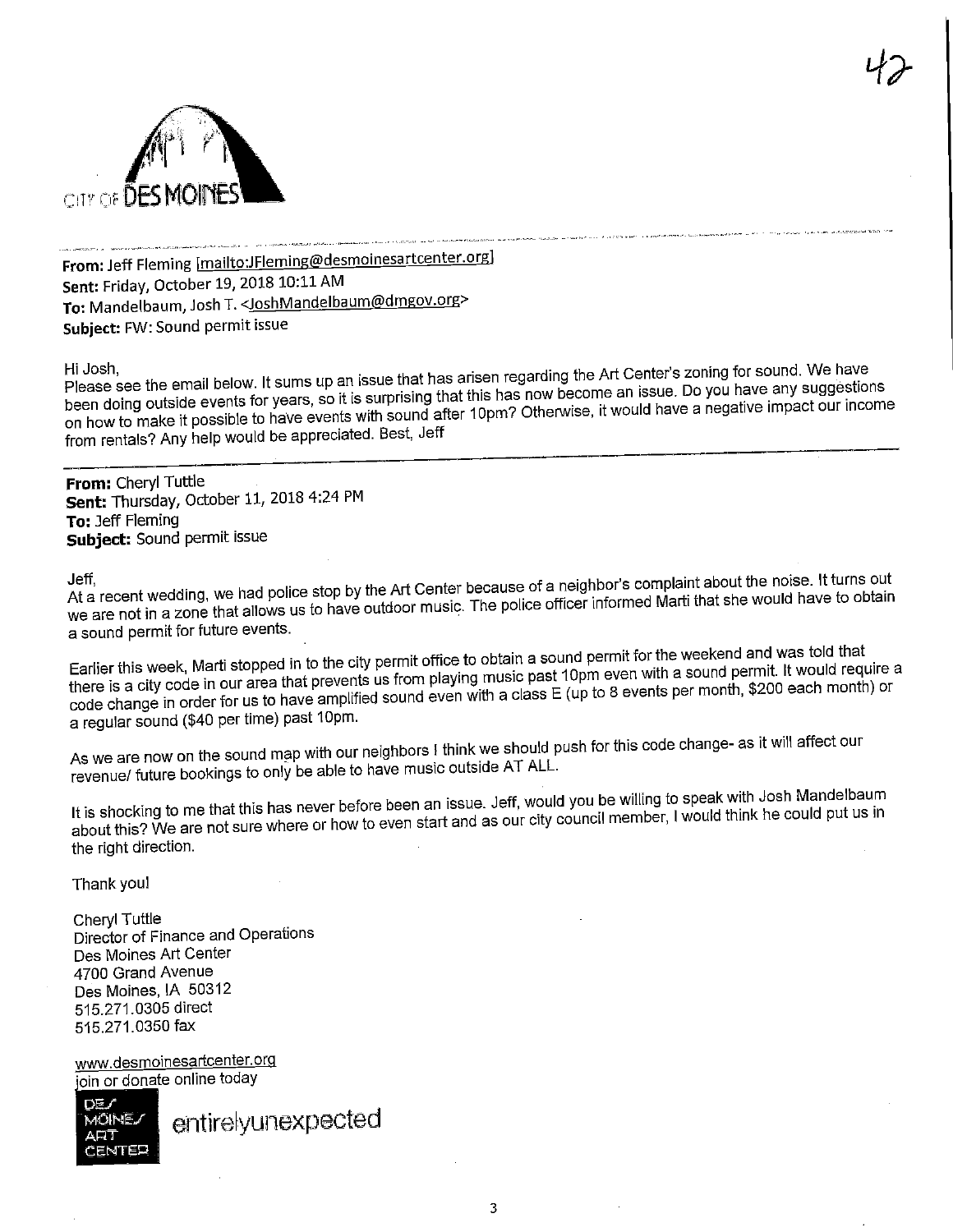42

CITY OF DES MOINES

**From:** Jeff Fleming [mailto:JFleming@desmoinesartcenter.org]
**Sent:** Friday, October 19, 2018 10:11 AM
**To:** Mandelbaum, Josh T. <JoshMandelbaum@dmgov.org>
**Subject:** FW: Sound permit issue

Hi Josh,
Please see the email below. It sums up an issue that has arisen regarding the Art Center's zoning for sound. We have been doing outside events for years, so it is surprising that this has now become an issue. Do you have any suggestions on how to make it possible to have events with sound after 10pm? Otherwise, it would have a negative impact our income from rentals? Any help would be appreciated. Best, Jeff

---

**From:** Cheryl Tuttle
**Sent:** Thursday, October 11, 2018 4:24 PM
**To:** Jeff Fleming
**Subject:** Sound permit issue

Jeff,
At a recent wedding, we had police stop by the Art Center because of a neighbor's complaint about the noise. It turns out we are not in a zone that allows us to have outdoor music. The police officer informed Marti that she would have to obtain a sound permit for future events.

Earlier this week, Marti stopped in to the city permit office to obtain a sound permit for the weekend and was told that there is a city code in our area that prevents us from playing music past 10pm even with a sound permit. It would require a code change in order for us to have amplified sound even with a class E (up to 8 events per month, $200 each month) or a regular sound ($40 per time) past 10pm.

As we are now on the sound map with our neighbors I think we should push for this code change- as it will affect our revenue/ future bookings to only be able to have music outside AT ALL.

It is shocking to me that this has never before been an issue. Jeff, would you be willing to speak with Josh Mandelbaum about this? We are not sure where or how to even start and as our city council member, I would think he could put us in the right direction.

Thank you!

Cheryl Tuttle
Director of Finance and Operations
Des Moines Art Center
4700 Grand Avenue
Des Moines, IA 50312
515.271.0305 direct
515.271.0350 fax

www.desmoinesartcenter.org
join or donate online today

DES MOINES ART CENTER entirelyunexpected